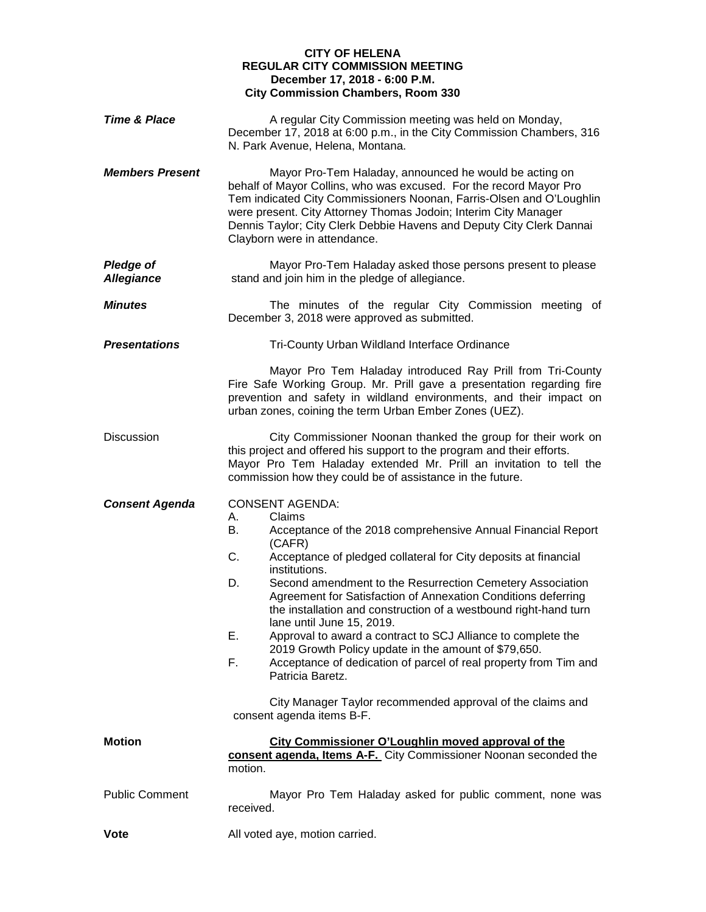**CITY OF HELENA**
**REGULAR CITY COMMISSION MEETING**
**December 17, 2018 - 6:00 P.M.**
**City Commission Chambers, Room 330**

***Time & Place***

A regular City Commission meeting was held on Monday, December 17, 2018 at 6:00 p.m., in the City Commission Chambers, 316 N. Park Avenue, Helena, Montana.

***Members Present***

Mayor Pro-Tem Haladay, announced he would be acting on behalf of Mayor Collins, who was excused. For the record Mayor Pro Tem indicated City Commissioners Noonan, Farris-Olsen and O'Loughlin were present. City Attorney Thomas Jodoin; Interim City Manager Dennis Taylor; City Clerk Debbie Havens and Deputy City Clerk Dannai Clayborn were in attendance.

***Pledge of Allegiance***

Mayor Pro-Tem Haladay asked those persons present to please stand and join him in the pledge of allegiance.

***Minutes***

The minutes of the regular City Commission meeting of December 3, 2018 were approved as submitted.

***Presentations***

Tri-County Urban Wildland Interface Ordinance

Mayor Pro Tem Haladay introduced Ray Prill from Tri-County Fire Safe Working Group. Mr. Prill gave a presentation regarding fire prevention and safety in wildland environments, and their impact on urban zones, coining the term Urban Ember Zones (UEZ).

Discussion

City Commissioner Noonan thanked the group for their work on this project and offered his support to the program and their efforts. Mayor Pro Tem Haladay extended Mr. Prill an invitation to tell the commission how they could be of assistance in the future.

***Consent Agenda***

CONSENT AGENDA:

A. Claims
B. Acceptance of the 2018 comprehensive Annual Financial Report (CAFR)
C. Acceptance of pledged collateral for City deposits at financial institutions.
D. Second amendment to the Resurrection Cemetery Association Agreement for Satisfaction of Annexation Conditions deferring the installation and construction of a westbound right-hand turn lane until June 15, 2019.
E. Approval to award a contract to SCJ Alliance to complete the 2019 Growth Policy update in the amount of $79,650.
F. Acceptance of dedication of parcel of real property from Tim and Patricia Baretz.

City Manager Taylor recommended approval of the claims and consent agenda items B-F.

**Motion**

**City Commissioner O'Loughlin moved approval of the consent agenda, Items A-F.** City Commissioner Noonan seconded the motion.

Public Comment

Mayor Pro Tem Haladay asked for public comment, none was received.

**Vote**

All voted aye, motion carried.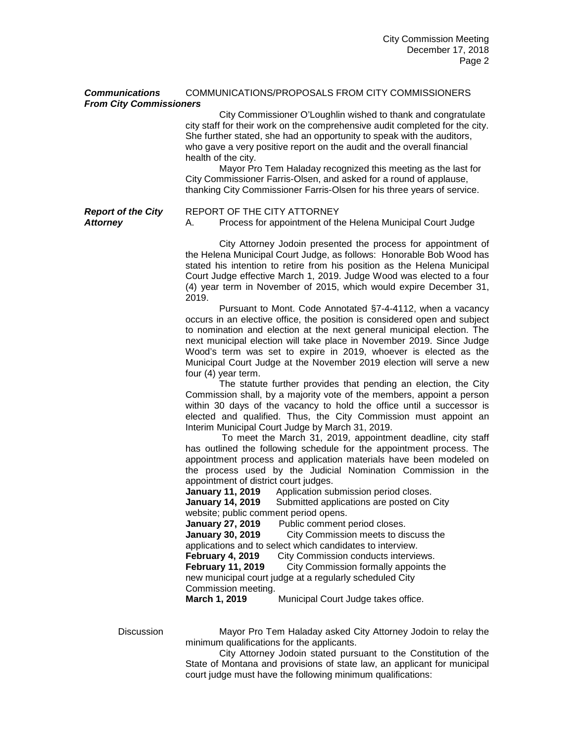***Communications From City Commissioners*** COMMUNICATIONS/PROPOSALS FROM CITY COMMISSIONERS

City Commissioner O'Loughlin wished to thank and congratulate city staff for their work on the comprehensive audit completed for the city. She further stated, she had an opportunity to speak with the auditors, who gave a very positive report on the audit and the overall financial health of the city.

Mayor Pro Tem Haladay recognized this meeting as the last for City Commissioner Farris-Olsen, and asked for a round of applause, thanking City Commissioner Farris-Olsen for his three years of service.

***Report of the City Attorney*** REPORT OF THE CITY ATTORNEY

A. Process for appointment of the Helena Municipal Court Judge

City Attorney Jodoin presented the process for appointment of the Helena Municipal Court Judge, as follows: Honorable Bob Wood has stated his intention to retire from his position as the Helena Municipal Court Judge effective March 1, 2019. Judge Wood was elected to a four (4) year term in November of 2015, which would expire December 31, 2019.

Pursuant to Mont. Code Annotated §7-4-4112, when a vacancy occurs in an elective office, the position is considered open and subject to nomination and election at the next general municipal election. The next municipal election will take place in November 2019. Since Judge Wood's term was set to expire in 2019, whoever is elected as the Municipal Court Judge at the November 2019 election will serve a new four (4) year term.

The statute further provides that pending an election, the City Commission shall, by a majority vote of the members, appoint a person within 30 days of the vacancy to hold the office until a successor is elected and qualified. Thus, the City Commission must appoint an Interim Municipal Court Judge by March 31, 2019.

To meet the March 31, 2019, appointment deadline, city staff has outlined the following schedule for the appointment process. The appointment process and application materials have been modeled on the process used by the Judicial Nomination Commission in the appointment of district court judges.

**January 11, 2019** Application submission period closes.
**January 14, 2019** Submitted applications are posted on City website; public comment period opens.
**January 27, 2019** Public comment period closes.
**January 30, 2019** City Commission meets to discuss the applications and to select which candidates to interview.
**February 4, 2019** City Commission conducts interviews.
**February 11, 2019** City Commission formally appoints the new municipal court judge at a regularly scheduled City Commission meeting.
**March 1, 2019** Municipal Court Judge takes office.

Discussion

Mayor Pro Tem Haladay asked City Attorney Jodoin to relay the minimum qualifications for the applicants.

City Attorney Jodoin stated pursuant to the Constitution of the State of Montana and provisions of state law, an applicant for municipal court judge must have the following minimum qualifications: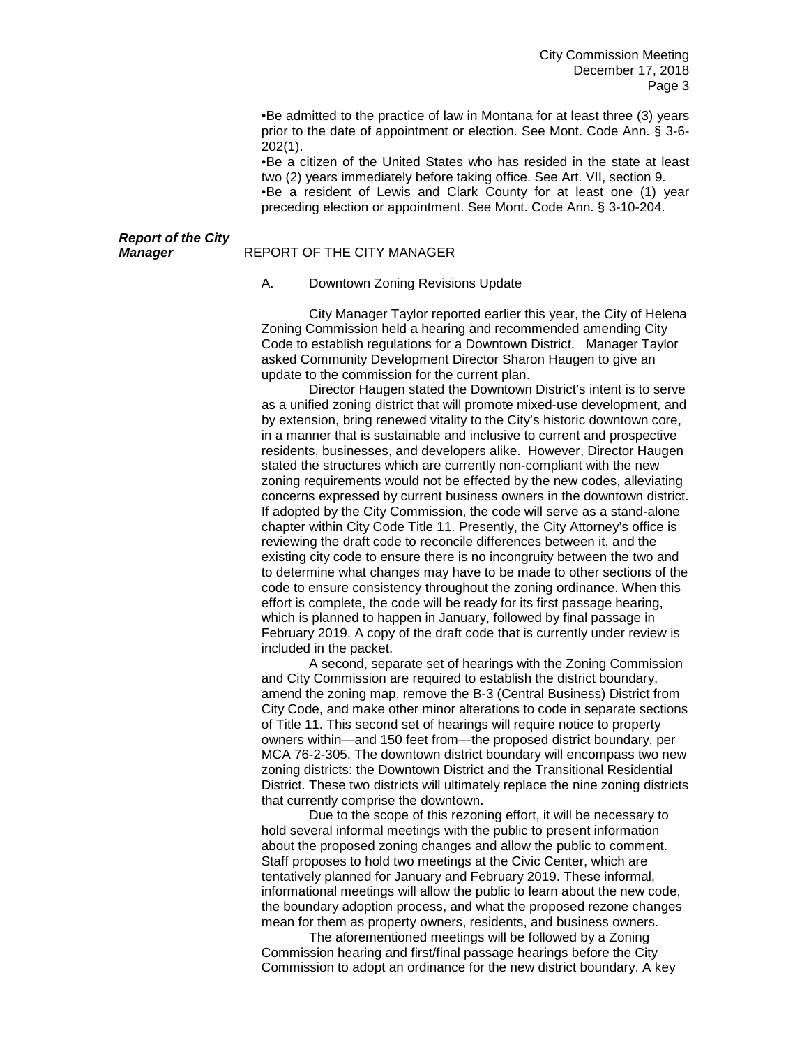•Be admitted to the practice of law in Montana for at least three (3) years prior to the date of appointment or election. See Mont. Code Ann. § 3-6-202(1).
•Be a citizen of the United States who has resided in the state at least two (2) years immediately before taking office. See Art. VII, section 9.
•Be a resident of Lewis and Clark County for at least one (1) year preceding election or appointment. See Mont. Code Ann. § 3-10-204.

***Report of the City Manager***

REPORT OF THE CITY MANAGER

A. Downtown Zoning Revisions Update

City Manager Taylor reported earlier this year, the City of Helena Zoning Commission held a hearing and recommended amending City Code to establish regulations for a Downtown District. Manager Taylor asked Community Development Director Sharon Haugen to give an update to the commission for the current plan.

Director Haugen stated the Downtown District's intent is to serve as a unified zoning district that will promote mixed-use development, and by extension, bring renewed vitality to the City's historic downtown core, in a manner that is sustainable and inclusive to current and prospective residents, businesses, and developers alike. However, Director Haugen stated the structures which are currently non-compliant with the new zoning requirements would not be effected by the new codes, alleviating concerns expressed by current business owners in the downtown district. If adopted by the City Commission, the code will serve as a stand-alone chapter within City Code Title 11. Presently, the City Attorney's office is reviewing the draft code to reconcile differences between it, and the existing city code to ensure there is no incongruity between the two and to determine what changes may have to be made to other sections of the code to ensure consistency throughout the zoning ordinance. When this effort is complete, the code will be ready for its first passage hearing, which is planned to happen in January, followed by final passage in February 2019. A copy of the draft code that is currently under review is included in the packet.

A second, separate set of hearings with the Zoning Commission and City Commission are required to establish the district boundary, amend the zoning map, remove the B-3 (Central Business) District from City Code, and make other minor alterations to code in separate sections of Title 11. This second set of hearings will require notice to property owners within—and 150 feet from—the proposed district boundary, per MCA 76-2-305. The downtown district boundary will encompass two new zoning districts: the Downtown District and the Transitional Residential District. These two districts will ultimately replace the nine zoning districts that currently comprise the downtown.

Due to the scope of this rezoning effort, it will be necessary to hold several informal meetings with the public to present information about the proposed zoning changes and allow the public to comment. Staff proposes to hold two meetings at the Civic Center, which are tentatively planned for January and February 2019. These informal, informational meetings will allow the public to learn about the new code, the boundary adoption process, and what the proposed rezone changes mean for them as property owners, residents, and business owners.

The aforementioned meetings will be followed by a Zoning Commission hearing and first/final passage hearings before the City Commission to adopt an ordinance for the new district boundary. A key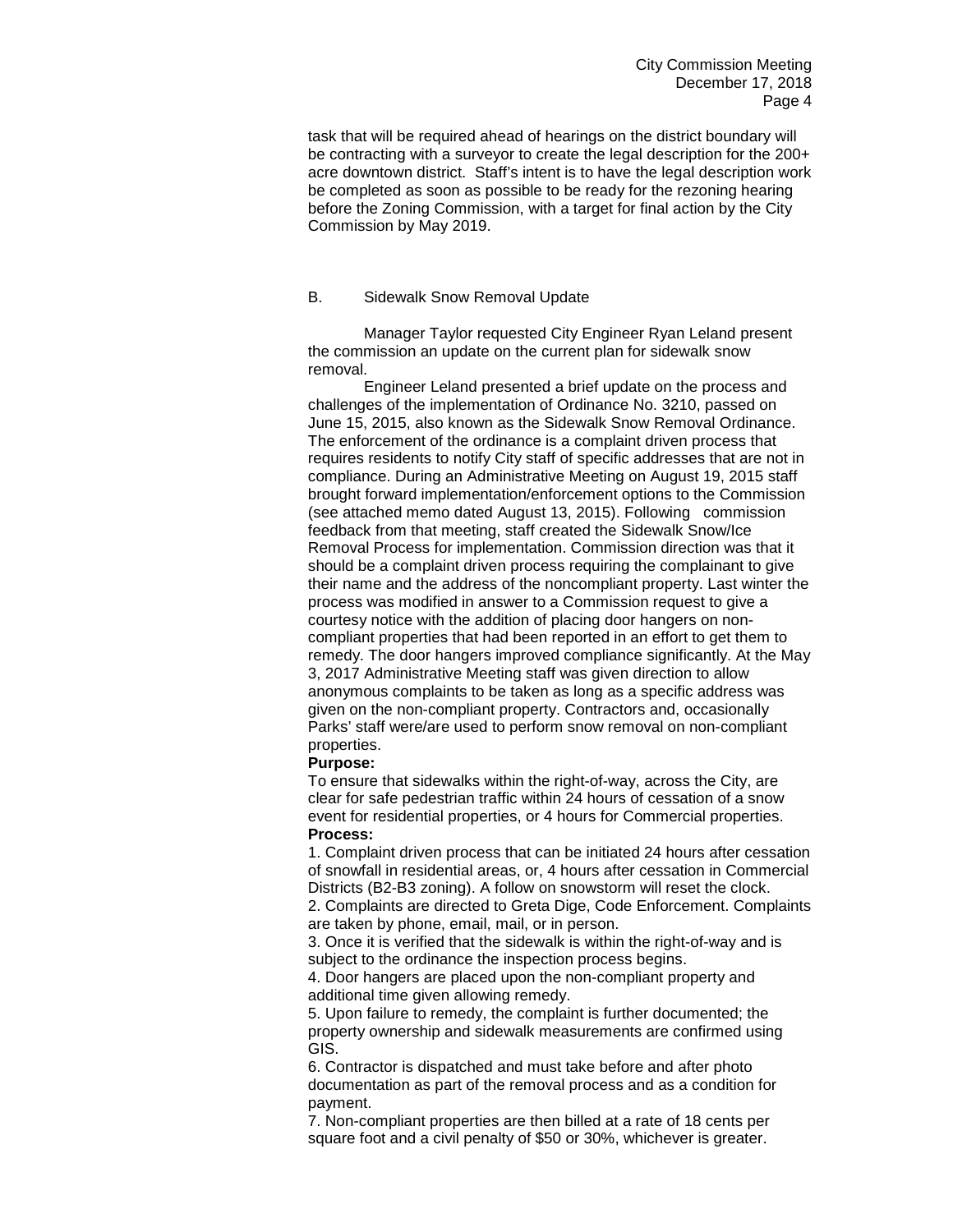task that will be required ahead of hearings on the district boundary will be contracting with a surveyor to create the legal description for the 200+ acre downtown district. Staff's intent is to have the legal description work be completed as soon as possible to be ready for the rezoning hearing before the Zoning Commission, with a target for final action by the City Commission by May 2019.

B. Sidewalk Snow Removal Update

Manager Taylor requested City Engineer Ryan Leland present the commission an update on the current plan for sidewalk snow removal.

Engineer Leland presented a brief update on the process and challenges of the implementation of Ordinance No. 3210, passed on June 15, 2015, also known as the Sidewalk Snow Removal Ordinance. The enforcement of the ordinance is a complaint driven process that requires residents to notify City staff of specific addresses that are not in compliance. During an Administrative Meeting on August 19, 2015 staff brought forward implementation/enforcement options to the Commission (see attached memo dated August 13, 2015). Following commission feedback from that meeting, staff created the Sidewalk Snow/Ice Removal Process for implementation. Commission direction was that it should be a complaint driven process requiring the complainant to give their name and the address of the noncompliant property. Last winter the process was modified in answer to a Commission request to give a courtesy notice with the addition of placing door hangers on non-compliant properties that had been reported in an effort to get them to remedy. The door hangers improved compliance significantly. At the May 3, 2017 Administrative Meeting staff was given direction to allow anonymous complaints to be taken as long as a specific address was given on the non-compliant property. Contractors and, occasionally Parks' staff were/are used to perform snow removal on non-compliant properties.

**Purpose:**

To ensure that sidewalks within the right-of-way, across the City, are clear for safe pedestrian traffic within 24 hours of cessation of a snow event for residential properties, or 4 hours for Commercial properties.

**Process:**

1. Complaint driven process that can be initiated 24 hours after cessation of snowfall in residential areas, or, 4 hours after cessation in Commercial Districts (B2-B3 zoning). A follow on snowstorm will reset the clock.
2. Complaints are directed to Greta Dige, Code Enforcement. Complaints are taken by phone, email, mail, or in person.
3. Once it is verified that the sidewalk is within the right-of-way and is subject to the ordinance the inspection process begins.
4. Door hangers are placed upon the non-compliant property and additional time given allowing remedy.
5. Upon failure to remedy, the complaint is further documented; the property ownership and sidewalk measurements are confirmed using GIS.
6. Contractor is dispatched and must take before and after photo documentation as part of the removal process and as a condition for payment.
7. Non-compliant properties are then billed at a rate of 18 cents per square foot and a civil penalty of $50 or 30%, whichever is greater.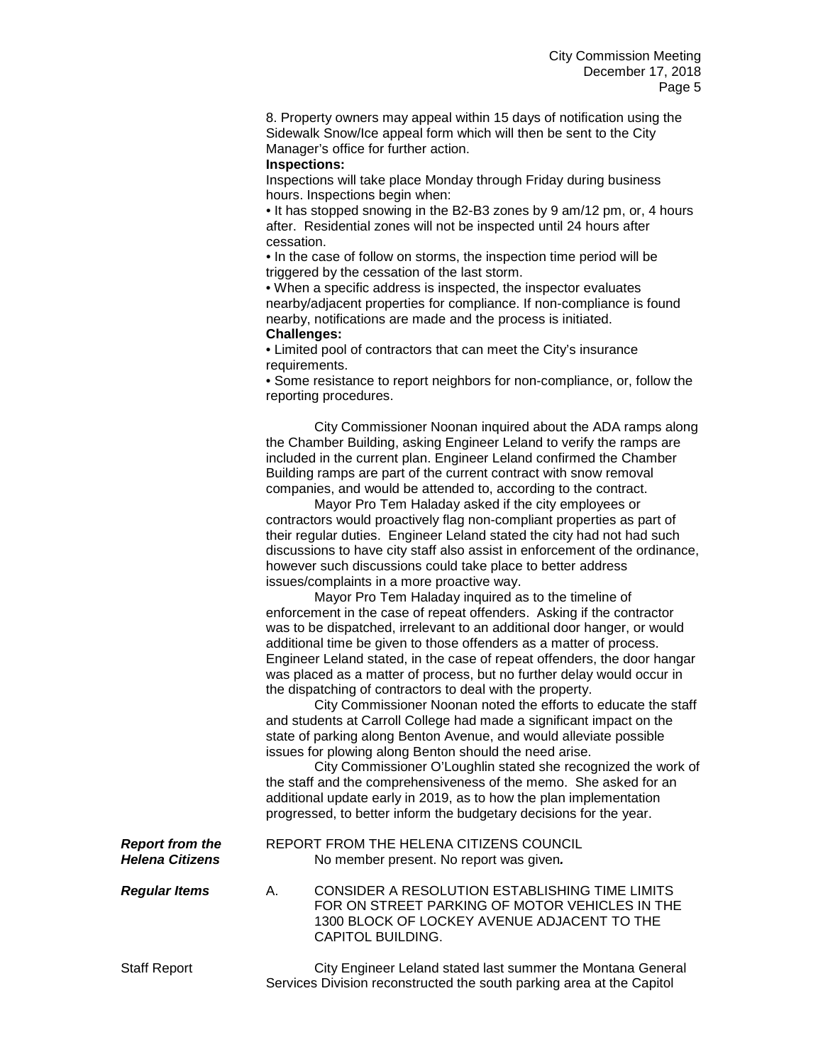8. Property owners may appeal within 15 days of notification using the Sidewalk Snow/Ice appeal form which will then be sent to the City Manager's office for further action.

**Inspections:**

Inspections will take place Monday through Friday during business hours. Inspections begin when:

• It has stopped snowing in the B2-B3 zones by 9 am/12 pm, or, 4 hours after. Residential zones will not be inspected until 24 hours after cessation.

• In the case of follow on storms, the inspection time period will be triggered by the cessation of the last storm.

• When a specific address is inspected, the inspector evaluates nearby/adjacent properties for compliance. If non-compliance is found nearby, notifications are made and the process is initiated.

**Challenges:**

• Limited pool of contractors that can meet the City's insurance requirements.

• Some resistance to report neighbors for non-compliance, or, follow the reporting procedures.

City Commissioner Noonan inquired about the ADA ramps along the Chamber Building, asking Engineer Leland to verify the ramps are included in the current plan. Engineer Leland confirmed the Chamber Building ramps are part of the current contract with snow removal companies, and would be attended to, according to the contract.

Mayor Pro Tem Haladay asked if the city employees or contractors would proactively flag non-compliant properties as part of their regular duties. Engineer Leland stated the city had not had such discussions to have city staff also assist in enforcement of the ordinance, however such discussions could take place to better address issues/complaints in a more proactive way.

Mayor Pro Tem Haladay inquired as to the timeline of enforcement in the case of repeat offenders. Asking if the contractor was to be dispatched, irrelevant to an additional door hanger, or would additional time be given to those offenders as a matter of process. Engineer Leland stated, in the case of repeat offenders, the door hangar was placed as a matter of process, but no further delay would occur in the dispatching of contractors to deal with the property.

City Commissioner Noonan noted the efforts to educate the staff and students at Carroll College had made a significant impact on the state of parking along Benton Avenue, and would alleviate possible issues for plowing along Benton should the need arise.

City Commissioner O'Loughlin stated she recognized the work of the staff and the comprehensiveness of the memo. She asked for an additional update early in 2019, as to how the plan implementation progressed, to better inform the budgetary decisions for the year.

***Report from the Helena Citizens***

REPORT FROM THE HELENA CITIZENS COUNCIL

No member present. No report was given*.*

***Regular Items***

A. CONSIDER A RESOLUTION ESTABLISHING TIME LIMITS FOR ON STREET PARKING OF MOTOR VEHICLES IN THE 1300 BLOCK OF LOCKEY AVENUE ADJACENT TO THE CAPITOL BUILDING.

Staff Report

City Engineer Leland stated last summer the Montana General Services Division reconstructed the south parking area at the Capitol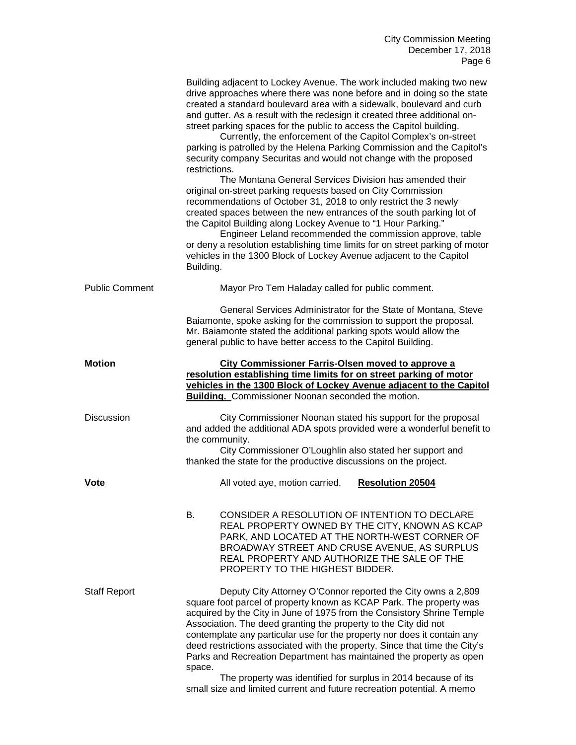Building adjacent to Lockey Avenue. The work included making two new drive approaches where there was none before and in doing so the state created a standard boulevard area with a sidewalk, boulevard and curb and gutter. As a result with the redesign it created three additional on-street parking spaces for the public to access the Capitol building.

Currently, the enforcement of the Capitol Complex's on-street parking is patrolled by the Helena Parking Commission and the Capitol's security company Securitas and would not change with the proposed restrictions.

The Montana General Services Division has amended their original on-street parking requests based on City Commission recommendations of October 31, 2018 to only restrict the 3 newly created spaces between the new entrances of the south parking lot of the Capitol Building along Lockey Avenue to "1 Hour Parking."

Engineer Leland recommended the commission approve, table or deny a resolution establishing time limits for on street parking of motor vehicles in the 1300 Block of Lockey Avenue adjacent to the Capitol Building.

Public Comment

Mayor Pro Tem Haladay called for public comment.

General Services Administrator for the State of Montana, Steve Baiamonte, spoke asking for the commission to support the proposal. Mr. Baiamonte stated the additional parking spots would allow the general public to have better access to the Capitol Building.

**Motion**

**City Commissioner Farris-Olsen moved to approve a resolution establishing time limits for on street parking of motor vehicles in the 1300 Block of Lockey Avenue adjacent to the Capitol Building.** Commissioner Noonan seconded the motion.

Discussion

City Commissioner Noonan stated his support for the proposal and added the additional ADA spots provided were a wonderful benefit to the community.

City Commissioner O'Loughlin also stated her support and thanked the state for the productive discussions on the project.

**Vote**

All voted aye, motion carried. **Resolution 20504**

B. CONSIDER A RESOLUTION OF INTENTION TO DECLARE REAL PROPERTY OWNED BY THE CITY, KNOWN AS KCAP PARK, AND LOCATED AT THE NORTH-WEST CORNER OF BROADWAY STREET AND CRUSE AVENUE, AS SURPLUS REAL PROPERTY AND AUTHORIZE THE SALE OF THE PROPERTY TO THE HIGHEST BIDDER.

Staff Report

Deputy City Attorney O'Connor reported the City owns a 2,809 square foot parcel of property known as KCAP Park. The property was acquired by the City in June of 1975 from the Consistory Shrine Temple Association. The deed granting the property to the City did not contemplate any particular use for the property nor does it contain any deed restrictions associated with the property. Since that time the City's Parks and Recreation Department has maintained the property as open space.

The property was identified for surplus in 2014 because of its small size and limited current and future recreation potential. A memo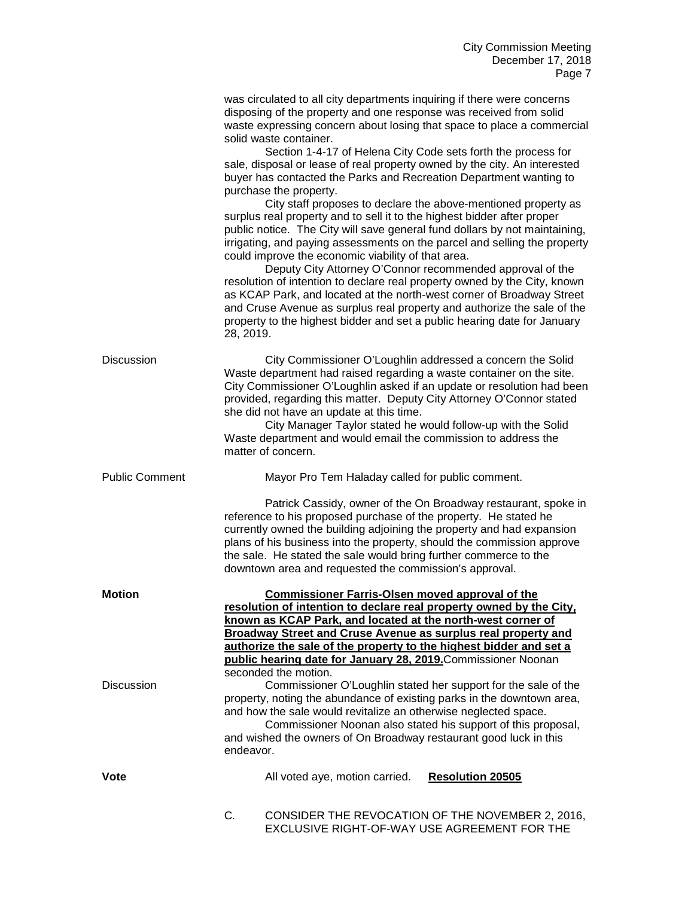was circulated to all city departments inquiring if there were concerns disposing of the property and one response was received from solid waste expressing concern about losing that space to place a commercial solid waste container.

Section 1-4-17 of Helena City Code sets forth the process for sale, disposal or lease of real property owned by the city. An interested buyer has contacted the Parks and Recreation Department wanting to purchase the property.

City staff proposes to declare the above-mentioned property as surplus real property and to sell it to the highest bidder after proper public notice. The City will save general fund dollars by not maintaining, irrigating, and paying assessments on the parcel and selling the property could improve the economic viability of that area.

Deputy City Attorney O'Connor recommended approval of the resolution of intention to declare real property owned by the City, known as KCAP Park, and located at the north-west corner of Broadway Street and Cruse Avenue as surplus real property and authorize the sale of the property to the highest bidder and set a public hearing date for January 28, 2019.

Discussion

City Commissioner O'Loughlin addressed a concern the Solid Waste department had raised regarding a waste container on the site. City Commissioner O'Loughlin asked if an update or resolution had been provided, regarding this matter. Deputy City Attorney O'Connor stated she did not have an update at this time.

City Manager Taylor stated he would follow-up with the Solid Waste department and would email the commission to address the matter of concern.

Public Comment

Mayor Pro Tem Haladay called for public comment.

Patrick Cassidy, owner of the On Broadway restaurant, spoke in reference to his proposed purchase of the property. He stated he currently owned the building adjoining the property and had expansion plans of his business into the property, should the commission approve the sale. He stated the sale would bring further commerce to the downtown area and requested the commission's approval.

**Motion**

**Commissioner Farris-Olsen moved approval of the resolution of intention to declare real property owned by the City, known as KCAP Park, and located at the north-west corner of Broadway Street and Cruse Avenue as surplus real property and authorize the sale of the property to the highest bidder and set a public hearing date for January 28, 2019.** Commissioner Noonan seconded the motion.

Discussion

Commissioner O'Loughlin stated her support for the sale of the property, noting the abundance of existing parks in the downtown area, and how the sale would revitalize an otherwise neglected space.

Commissioner Noonan also stated his support of this proposal, and wished the owners of On Broadway restaurant good luck in this endeavor.

**Vote**

All voted aye, motion carried. **Resolution 20505**

C. CONSIDER THE REVOCATION OF THE NOVEMBER 2, 2016, EXCLUSIVE RIGHT-OF-WAY USE AGREEMENT FOR THE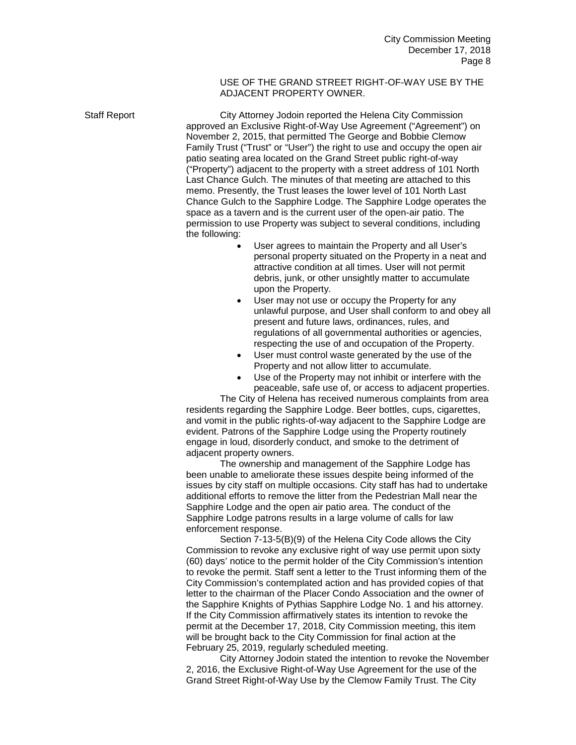USE OF THE GRAND STREET RIGHT-OF-WAY USE BY THE ADJACENT PROPERTY OWNER.

Staff Report

City Attorney Jodoin reported the Helena City Commission approved an Exclusive Right-of-Way Use Agreement ("Agreement") on November 2, 2015, that permitted The George and Bobbie Clemow Family Trust ("Trust" or "User") the right to use and occupy the open air patio seating area located on the Grand Street public right-of-way ("Property") adjacent to the property with a street address of 101 North Last Chance Gulch. The minutes of that meeting are attached to this memo. Presently, the Trust leases the lower level of 101 North Last Chance Gulch to the Sapphire Lodge. The Sapphire Lodge operates the space as a tavern and is the current user of the open-air patio. The permission to use Property was subject to several conditions, including the following:

- User agrees to maintain the Property and all User's personal property situated on the Property in a neat and attractive condition at all times. User will not permit debris, junk, or other unsightly matter to accumulate upon the Property.
- User may not use or occupy the Property for any unlawful purpose, and User shall conform to and obey all present and future laws, ordinances, rules, and regulations of all governmental authorities or agencies, respecting the use of and occupation of the Property.
- User must control waste generated by the use of the Property and not allow litter to accumulate.
- Use of the Property may not inhibit or interfere with the peaceable, safe use of, or access to adjacent properties.

The City of Helena has received numerous complaints from area residents regarding the Sapphire Lodge. Beer bottles, cups, cigarettes, and vomit in the public rights-of-way adjacent to the Sapphire Lodge are evident. Patrons of the Sapphire Lodge using the Property routinely engage in loud, disorderly conduct, and smoke to the detriment of adjacent property owners.

The ownership and management of the Sapphire Lodge has been unable to ameliorate these issues despite being informed of the issues by city staff on multiple occasions. City staff has had to undertake additional efforts to remove the litter from the Pedestrian Mall near the Sapphire Lodge and the open air patio area. The conduct of the Sapphire Lodge patrons results in a large volume of calls for law enforcement response.

Section 7-13-5(B)(9) of the Helena City Code allows the City Commission to revoke any exclusive right of way use permit upon sixty (60) days' notice to the permit holder of the City Commission's intention to revoke the permit. Staff sent a letter to the Trust informing them of the City Commission's contemplated action and has provided copies of that letter to the chairman of the Placer Condo Association and the owner of the Sapphire Knights of Pythias Sapphire Lodge No. 1 and his attorney. If the City Commission affirmatively states its intention to revoke the permit at the December 17, 2018, City Commission meeting, this item will be brought back to the City Commission for final action at the February 25, 2019, regularly scheduled meeting.

City Attorney Jodoin stated the intention to revoke the November 2, 2016, the Exclusive Right-of-Way Use Agreement for the use of the Grand Street Right-of-Way Use by the Clemow Family Trust. The City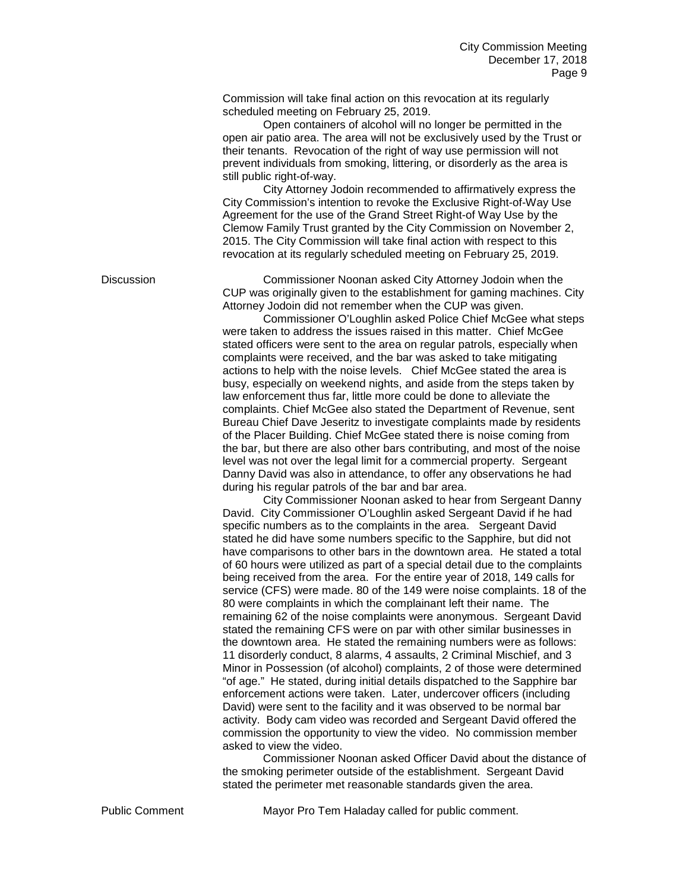Commission will take final action on this revocation at its regularly scheduled meeting on February 25, 2019.

Open containers of alcohol will no longer be permitted in the open air patio area. The area will not be exclusively used by the Trust or their tenants. Revocation of the right of way use permission will not prevent individuals from smoking, littering, or disorderly as the area is still public right-of-way.

City Attorney Jodoin recommended to affirmatively express the City Commission's intention to revoke the Exclusive Right-of-Way Use Agreement for the use of the Grand Street Right-of Way Use by the Clemow Family Trust granted by the City Commission on November 2, 2015. The City Commission will take final action with respect to this revocation at its regularly scheduled meeting on February 25, 2019.

**Discussion**

Commissioner Noonan asked City Attorney Jodoin when the CUP was originally given to the establishment for gaming machines. City Attorney Jodoin did not remember when the CUP was given.

Commissioner O'Loughlin asked Police Chief McGee what steps were taken to address the issues raised in this matter. Chief McGee stated officers were sent to the area on regular patrols, especially when complaints were received, and the bar was asked to take mitigating actions to help with the noise levels. Chief McGee stated the area is busy, especially on weekend nights, and aside from the steps taken by law enforcement thus far, little more could be done to alleviate the complaints. Chief McGee also stated the Department of Revenue, sent Bureau Chief Dave Jeseritz to investigate complaints made by residents of the Placer Building. Chief McGee stated there is noise coming from the bar, but there are also other bars contributing, and most of the noise level was not over the legal limit for a commercial property. Sergeant Danny David was also in attendance, to offer any observations he had during his regular patrols of the bar and bar area.

City Commissioner Noonan asked to hear from Sergeant Danny David. City Commissioner O'Loughlin asked Sergeant David if he had specific numbers as to the complaints in the area. Sergeant David stated he did have some numbers specific to the Sapphire, but did not have comparisons to other bars in the downtown area. He stated a total of 60 hours were utilized as part of a special detail due to the complaints being received from the area. For the entire year of 2018, 149 calls for service (CFS) were made. 80 of the 149 were noise complaints. 18 of the 80 were complaints in which the complainant left their name. The remaining 62 of the noise complaints were anonymous. Sergeant David stated the remaining CFS were on par with other similar businesses in the downtown area. He stated the remaining numbers were as follows: 11 disorderly conduct, 8 alarms, 4 assaults, 2 Criminal Mischief, and 3 Minor in Possession (of alcohol) complaints, 2 of those were determined "of age." He stated, during initial details dispatched to the Sapphire bar enforcement actions were taken. Later, undercover officers (including David) were sent to the facility and it was observed to be normal bar activity. Body cam video was recorded and Sergeant David offered the commission the opportunity to view the video. No commission member asked to view the video.

Commissioner Noonan asked Officer David about the distance of the smoking perimeter outside of the establishment. Sergeant David stated the perimeter met reasonable standards given the area.

**Public Comment**

Mayor Pro Tem Haladay called for public comment.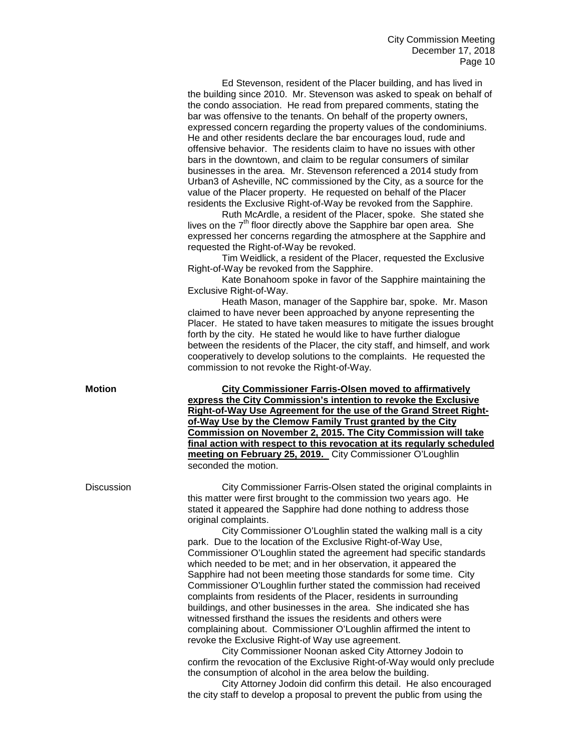Ed Stevenson, resident of the Placer building, and has lived in the building since 2010. Mr. Stevenson was asked to speak on behalf of the condo association. He read from prepared comments, stating the bar was offensive to the tenants. On behalf of the property owners, expressed concern regarding the property values of the condominiums. He and other residents declare the bar encourages loud, rude and offensive behavior. The residents claim to have no issues with other bars in the downtown, and claim to be regular consumers of similar businesses in the area. Mr. Stevenson referenced a 2014 study from Urban3 of Asheville, NC commissioned by the City, as a source for the value of the Placer property. He requested on behalf of the Placer residents the Exclusive Right-of-Way be revoked from the Sapphire.

Ruth McArdle, a resident of the Placer, spoke. She stated she lives on the 7th floor directly above the Sapphire bar open area. She expressed her concerns regarding the atmosphere at the Sapphire and requested the Right-of-Way be revoked.

Tim Weidlick, a resident of the Placer, requested the Exclusive Right-of-Way be revoked from the Sapphire.

Kate Bonahoom spoke in favor of the Sapphire maintaining the Exclusive Right-of-Way.

Heath Mason, manager of the Sapphire bar, spoke. Mr. Mason claimed to have never been approached by anyone representing the Placer. He stated to have taken measures to mitigate the issues brought forth by the city. He stated he would like to have further dialogue between the residents of the Placer, the city staff, and himself, and work cooperatively to develop solutions to the complaints. He requested the commission to not revoke the Right-of-Way.

**Motion**

**City Commissioner Farris-Olsen moved to affirmatively express the City Commission's intention to revoke the Exclusive Right-of-Way Use Agreement for the use of the Grand Street Right-of-Way Use by the Clemow Family Trust granted by the City Commission on November 2, 2015. The City Commission will take final action with respect to this revocation at its regularly scheduled meeting on February 25, 2019.** City Commissioner O'Loughlin seconded the motion.

Discussion

City Commissioner Farris-Olsen stated the original complaints in this matter were first brought to the commission two years ago. He stated it appeared the Sapphire had done nothing to address those original complaints.

City Commissioner O'Loughlin stated the walking mall is a city park. Due to the location of the Exclusive Right-of-Way Use, Commissioner O'Loughlin stated the agreement had specific standards which needed to be met; and in her observation, it appeared the Sapphire had not been meeting those standards for some time. City Commissioner O'Loughlin further stated the commission had received complaints from residents of the Placer, residents in surrounding buildings, and other businesses in the area. She indicated she has witnessed firsthand the issues the residents and others were complaining about. Commissioner O'Loughlin affirmed the intent to revoke the Exclusive Right-of Way use agreement.

City Commissioner Noonan asked City Attorney Jodoin to confirm the revocation of the Exclusive Right-of-Way would only preclude the consumption of alcohol in the area below the building.

City Attorney Jodoin did confirm this detail. He also encouraged the city staff to develop a proposal to prevent the public from using the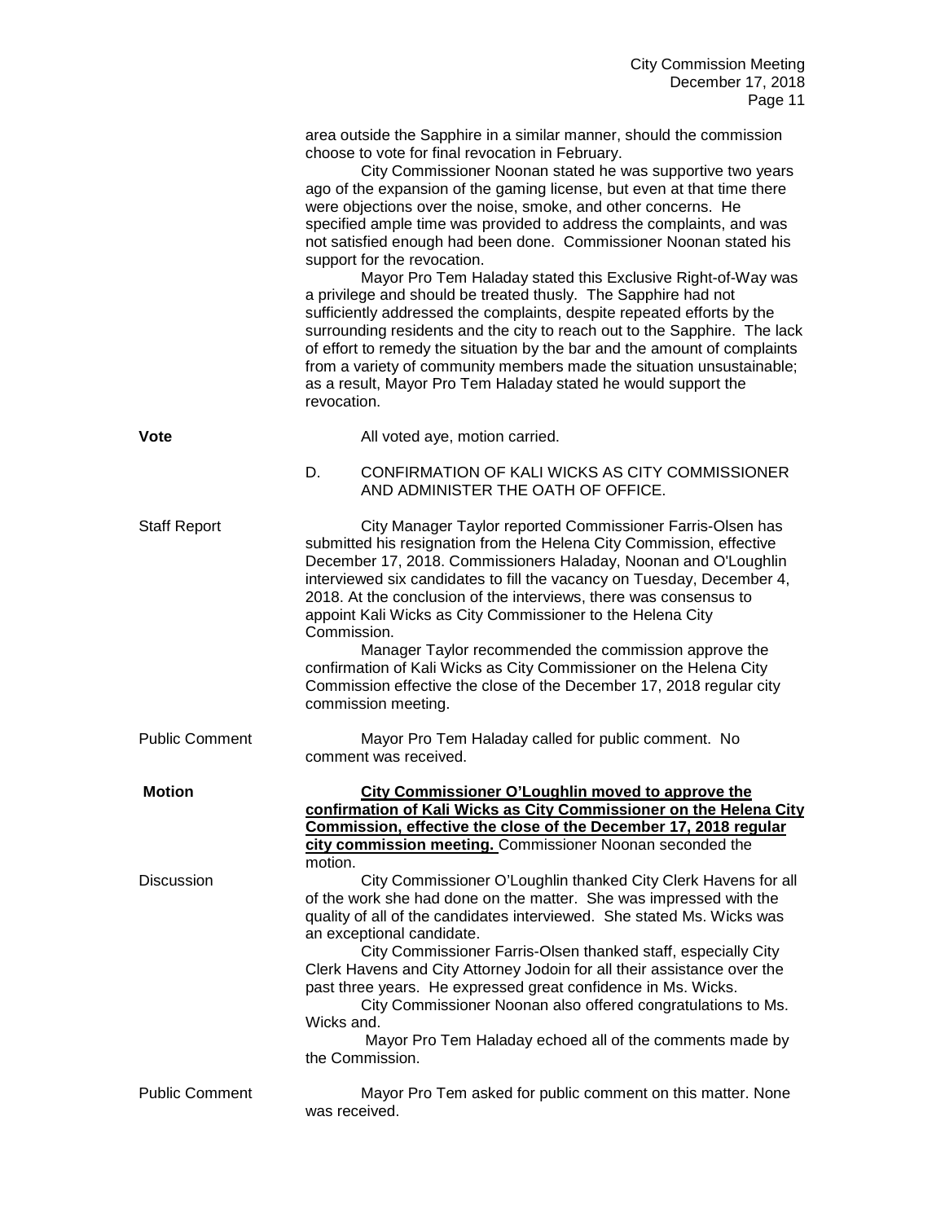area outside the Sapphire in a similar manner, should the commission choose to vote for final revocation in February.

City Commissioner Noonan stated he was supportive two years ago of the expansion of the gaming license, but even at that time there were objections over the noise, smoke, and other concerns. He specified ample time was provided to address the complaints, and was not satisfied enough had been done. Commissioner Noonan stated his support for the revocation.

Mayor Pro Tem Haladay stated this Exclusive Right-of-Way was a privilege and should be treated thusly. The Sapphire had not sufficiently addressed the complaints, despite repeated efforts by the surrounding residents and the city to reach out to the Sapphire. The lack of effort to remedy the situation by the bar and the amount of complaints from a variety of community members made the situation unsustainable; as a result, Mayor Pro Tem Haladay stated he would support the revocation.

**Vote** — All voted aye, motion carried.

D. CONFIRMATION OF KALI WICKS AS CITY COMMISSIONER AND ADMINISTER THE OATH OF OFFICE.

Staff Report — City Manager Taylor reported Commissioner Farris-Olsen has submitted his resignation from the Helena City Commission, effective December 17, 2018. Commissioners Haladay, Noonan and O'Loughlin interviewed six candidates to fill the vacancy on Tuesday, December 4, 2018. At the conclusion of the interviews, there was consensus to appoint Kali Wicks as City Commissioner to the Helena City Commission.

Manager Taylor recommended the commission approve the confirmation of Kali Wicks as City Commissioner on the Helena City Commission effective the close of the December 17, 2018 regular city commission meeting.

Public Comment — Mayor Pro Tem Haladay called for public comment. No comment was received.

**Motion** — **City Commissioner O'Loughlin moved to approve the confirmation of Kali Wicks as City Commissioner on the Helena City Commission, effective the close of the December 17, 2018 regular city commission meeting.** Commissioner Noonan seconded the motion.

Discussion — City Commissioner O'Loughlin thanked City Clerk Havens for all of the work she had done on the matter. She was impressed with the quality of all of the candidates interviewed. She stated Ms. Wicks was an exceptional candidate.

City Commissioner Farris-Olsen thanked staff, especially City Clerk Havens and City Attorney Jodoin for all their assistance over the past three years. He expressed great confidence in Ms. Wicks.

City Commissioner Noonan also offered congratulations to Ms. Wicks and.

Mayor Pro Tem Haladay echoed all of the comments made by the Commission.

Public Comment — Mayor Pro Tem asked for public comment on this matter. None was received.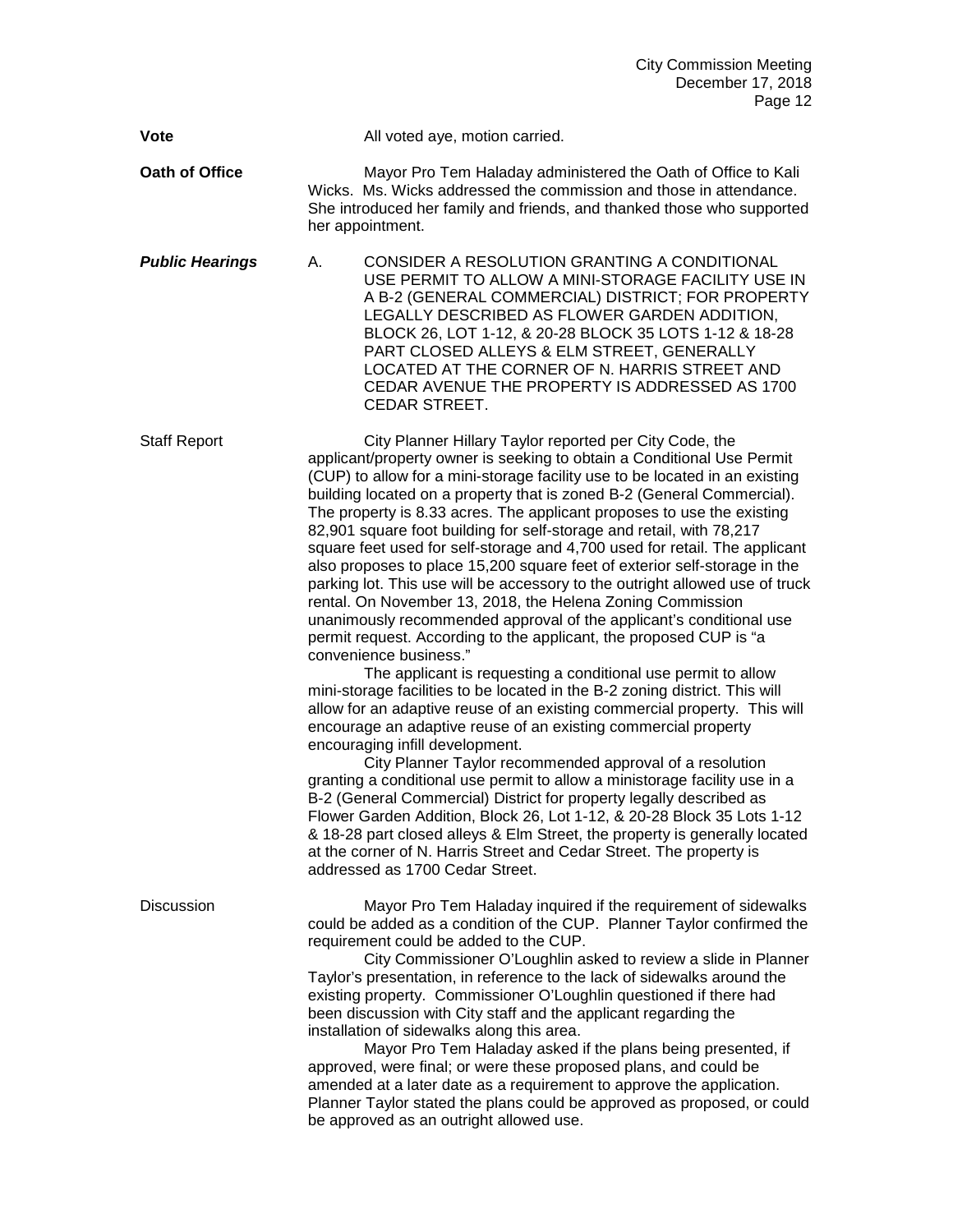**Vote** All voted aye, motion carried.

**Oath of Office** Mayor Pro Tem Haladay administered the Oath of Office to Kali Wicks. Ms. Wicks addressed the commission and those in attendance. She introduced her family and friends, and thanked those who supported her appointment.

***Public Hearings*** A. CONSIDER A RESOLUTION GRANTING A CONDITIONAL USE PERMIT TO ALLOW A MINI-STORAGE FACILITY USE IN A B-2 (GENERAL COMMERCIAL) DISTRICT; FOR PROPERTY LEGALLY DESCRIBED AS FLOWER GARDEN ADDITION, BLOCK 26, LOT 1-12, & 20-28 BLOCK 35 LOTS 1-12 & 18-28 PART CLOSED ALLEYS & ELM STREET, GENERALLY LOCATED AT THE CORNER OF N. HARRIS STREET AND CEDAR AVENUE THE PROPERTY IS ADDRESSED AS 1700 CEDAR STREET.

Staff Report

City Planner Hillary Taylor reported per City Code, the applicant/property owner is seeking to obtain a Conditional Use Permit (CUP) to allow for a mini-storage facility use to be located in an existing building located on a property that is zoned B-2 (General Commercial). The property is 8.33 acres. The applicant proposes to use the existing 82,901 square foot building for self-storage and retail, with 78,217 square feet used for self-storage and 4,700 used for retail. The applicant also proposes to place 15,200 square feet of exterior self-storage in the parking lot. This use will be accessory to the outright allowed use of truck rental. On November 13, 2018, the Helena Zoning Commission unanimously recommended approval of the applicant's conditional use permit request. According to the applicant, the proposed CUP is "a convenience business."

The applicant is requesting a conditional use permit to allow mini-storage facilities to be located in the B-2 zoning district. This will allow for an adaptive reuse of an existing commercial property. This will encourage an adaptive reuse of an existing commercial property encouraging infill development.

City Planner Taylor recommended approval of a resolution granting a conditional use permit to allow a ministorage facility use in a B-2 (General Commercial) District for property legally described as Flower Garden Addition, Block 26, Lot 1-12, & 20-28 Block 35 Lots 1-12 & 18-28 part closed alleys & Elm Street, the property is generally located at the corner of N. Harris Street and Cedar Street. The property is addressed as 1700 Cedar Street.

Discussion

Mayor Pro Tem Haladay inquired if the requirement of sidewalks could be added as a condition of the CUP. Planner Taylor confirmed the requirement could be added to the CUP.

City Commissioner O'Loughlin asked to review a slide in Planner Taylor's presentation, in reference to the lack of sidewalks around the existing property. Commissioner O'Loughlin questioned if there had been discussion with City staff and the applicant regarding the installation of sidewalks along this area.

Mayor Pro Tem Haladay asked if the plans being presented, if approved, were final; or were these proposed plans, and could be amended at a later date as a requirement to approve the application. Planner Taylor stated the plans could be approved as proposed, or could be approved as an outright allowed use.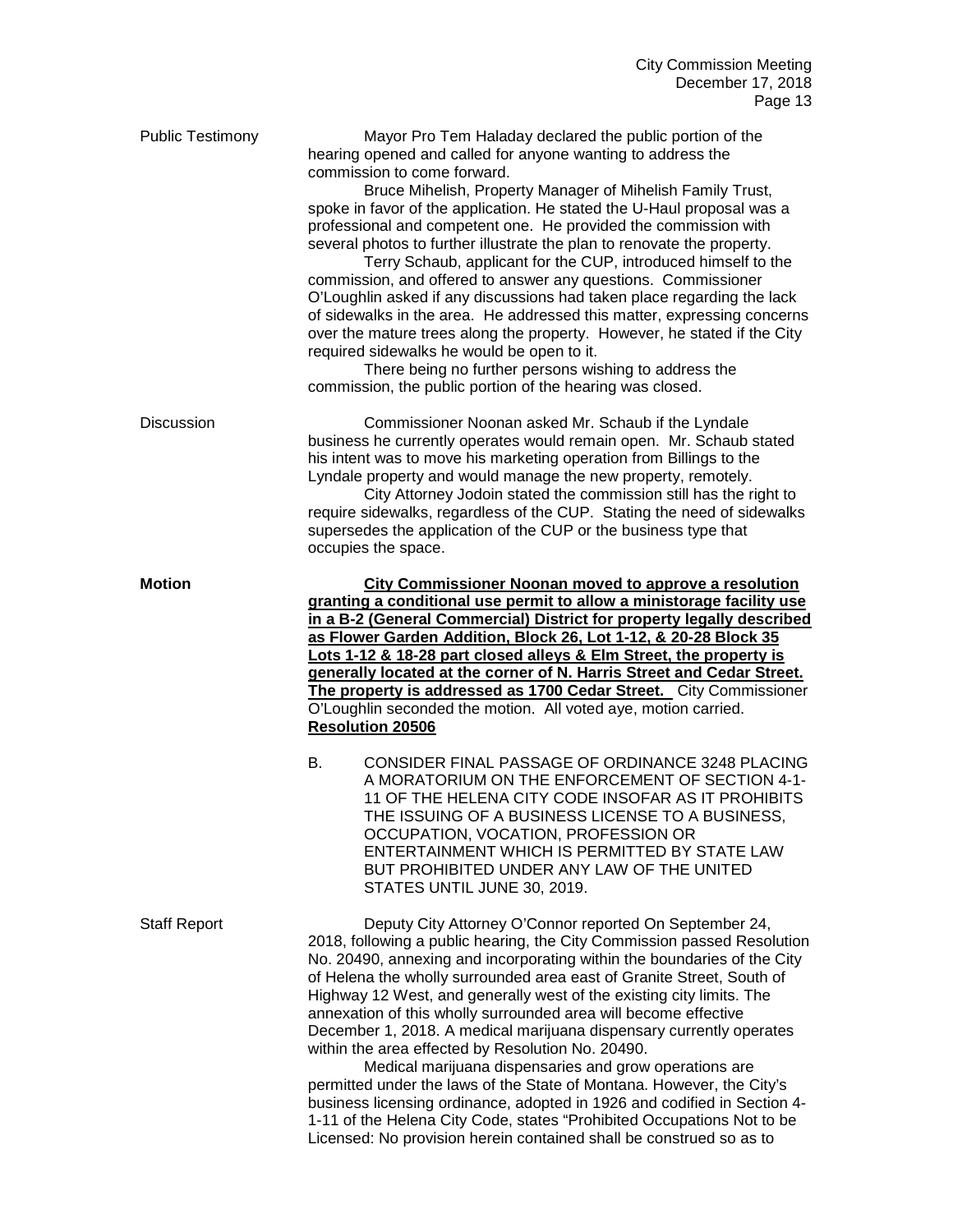**Public Testimony**

Mayor Pro Tem Haladay declared the public portion of the hearing opened and called for anyone wanting to address the commission to come forward.

Bruce Mihelish, Property Manager of Mihelish Family Trust, spoke in favor of the application. He stated the U-Haul proposal was a professional and competent one. He provided the commission with several photos to further illustrate the plan to renovate the property.

Terry Schaub, applicant for the CUP, introduced himself to the commission, and offered to answer any questions. Commissioner O'Loughlin asked if any discussions had taken place regarding the lack of sidewalks in the area. He addressed this matter, expressing concerns over the mature trees along the property. However, he stated if the City required sidewalks he would be open to it.

There being no further persons wishing to address the commission, the public portion of the hearing was closed.

**Discussion**

Commissioner Noonan asked Mr. Schaub if the Lyndale business he currently operates would remain open. Mr. Schaub stated his intent was to move his marketing operation from Billings to the Lyndale property and would manage the new property, remotely.

City Attorney Jodoin stated the commission still has the right to require sidewalks, regardless of the CUP. Stating the need of sidewalks supersedes the application of the CUP or the business type that occupies the space.

**Motion**

**City Commissioner Noonan moved to approve a resolution granting a conditional use permit to allow a ministorage facility use in a B-2 (General Commercial) District for property legally described as Flower Garden Addition, Block 26, Lot 1-12, & 20-28 Block 35 Lots 1-12 & 18-28 part closed alleys & Elm Street, the property is generally located at the corner of N. Harris Street and Cedar Street. The property is addressed as 1700 Cedar Street.** City Commissioner O'Loughlin seconded the motion. All voted aye, motion carried. **Resolution 20506**

B. CONSIDER FINAL PASSAGE OF ORDINANCE 3248 PLACING A MORATORIUM ON THE ENFORCEMENT OF SECTION 4-1-11 OF THE HELENA CITY CODE INSOFAR AS IT PROHIBITS THE ISSUING OF A BUSINESS LICENSE TO A BUSINESS, OCCUPATION, VOCATION, PROFESSION OR ENTERTAINMENT WHICH IS PERMITTED BY STATE LAW BUT PROHIBITED UNDER ANY LAW OF THE UNITED STATES UNTIL JUNE 30, 2019.

**Staff Report**

Deputy City Attorney O'Connor reported On September 24, 2018, following a public hearing, the City Commission passed Resolution No. 20490, annexing and incorporating within the boundaries of the City of Helena the wholly surrounded area east of Granite Street, South of Highway 12 West, and generally west of the existing city limits. The annexation of this wholly surrounded area will become effective December 1, 2018. A medical marijuana dispensary currently operates within the area effected by Resolution No. 20490.

Medical marijuana dispensaries and grow operations are permitted under the laws of the State of Montana. However, the City's business licensing ordinance, adopted in 1926 and codified in Section 4-1-11 of the Helena City Code, states "Prohibited Occupations Not to be Licensed: No provision herein contained shall be construed so as to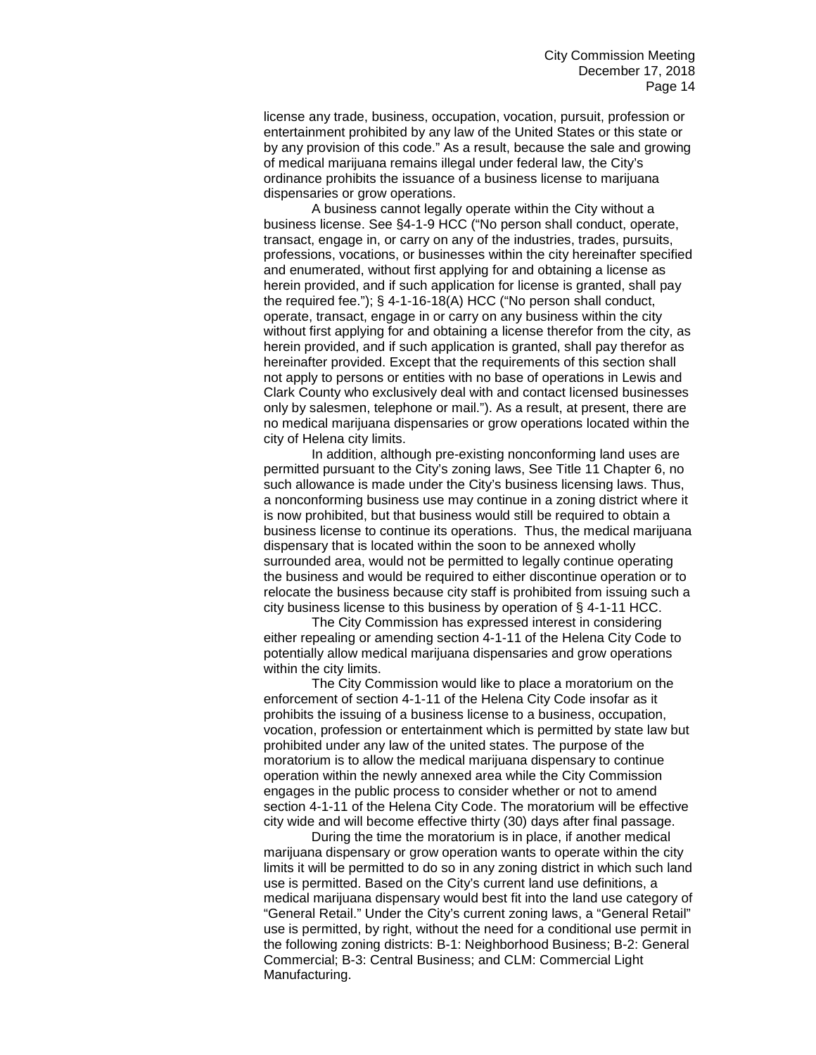license any trade, business, occupation, vocation, pursuit, profession or entertainment prohibited by any law of the United States or this state or by any provision of this code." As a result, because the sale and growing of medical marijuana remains illegal under federal law, the City's ordinance prohibits the issuance of a business license to marijuana dispensaries or grow operations.

A business cannot legally operate within the City without a business license. See §4-1-9 HCC ("No person shall conduct, operate, transact, engage in, or carry on any of the industries, trades, pursuits, professions, vocations, or businesses within the city hereinafter specified and enumerated, without first applying for and obtaining a license as herein provided, and if such application for license is granted, shall pay the required fee."); § 4-1-16-18(A) HCC ("No person shall conduct, operate, transact, engage in or carry on any business within the city without first applying for and obtaining a license therefor from the city, as herein provided, and if such application is granted, shall pay therefor as hereinafter provided. Except that the requirements of this section shall not apply to persons or entities with no base of operations in Lewis and Clark County who exclusively deal with and contact licensed businesses only by salesmen, telephone or mail."). As a result, at present, there are no medical marijuana dispensaries or grow operations located within the city of Helena city limits.

In addition, although pre-existing nonconforming land uses are permitted pursuant to the City's zoning laws, See Title 11 Chapter 6, no such allowance is made under the City's business licensing laws. Thus, a nonconforming business use may continue in a zoning district where it is now prohibited, but that business would still be required to obtain a business license to continue its operations. Thus, the medical marijuana dispensary that is located within the soon to be annexed wholly surrounded area, would not be permitted to legally continue operating the business and would be required to either discontinue operation or to relocate the business because city staff is prohibited from issuing such a city business license to this business by operation of § 4-1-11 HCC.

The City Commission has expressed interest in considering either repealing or amending section 4-1-11 of the Helena City Code to potentially allow medical marijuana dispensaries and grow operations within the city limits.

The City Commission would like to place a moratorium on the enforcement of section 4-1-11 of the Helena City Code insofar as it prohibits the issuing of a business license to a business, occupation, vocation, profession or entertainment which is permitted by state law but prohibited under any law of the united states. The purpose of the moratorium is to allow the medical marijuana dispensary to continue operation within the newly annexed area while the City Commission engages in the public process to consider whether or not to amend section 4-1-11 of the Helena City Code. The moratorium will be effective city wide and will become effective thirty (30) days after final passage.

During the time the moratorium is in place, if another medical marijuana dispensary or grow operation wants to operate within the city limits it will be permitted to do so in any zoning district in which such land use is permitted. Based on the City's current land use definitions, a medical marijuana dispensary would best fit into the land use category of "General Retail." Under the City's current zoning laws, a "General Retail" use is permitted, by right, without the need for a conditional use permit in the following zoning districts: B-1: Neighborhood Business; B-2: General Commercial; B-3: Central Business; and CLM: Commercial Light Manufacturing.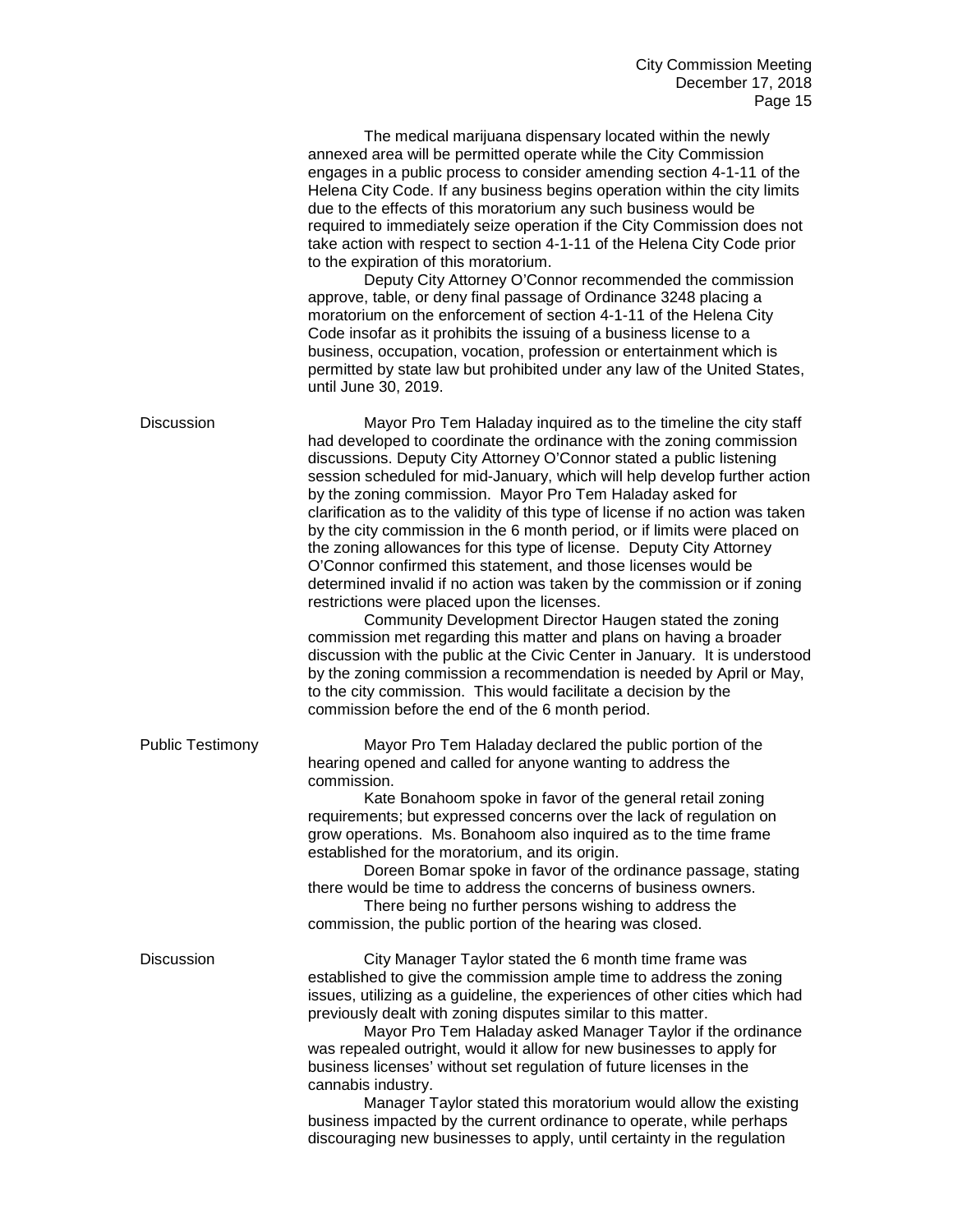The medical marijuana dispensary located within the newly annexed area will be permitted operate while the City Commission engages in a public process to consider amending section 4-1-11 of the Helena City Code. If any business begins operation within the city limits due to the effects of this moratorium any such business would be required to immediately seize operation if the City Commission does not take action with respect to section 4-1-11 of the Helena City Code prior to the expiration of this moratorium.

Deputy City Attorney O'Connor recommended the commission approve, table, or deny final passage of Ordinance 3248 placing a moratorium on the enforcement of section 4-1-11 of the Helena City Code insofar as it prohibits the issuing of a business license to a business, occupation, vocation, profession or entertainment which is permitted by state law but prohibited under any law of the United States, until June 30, 2019.

**Discussion**

Mayor Pro Tem Haladay inquired as to the timeline the city staff had developed to coordinate the ordinance with the zoning commission discussions. Deputy City Attorney O'Connor stated a public listening session scheduled for mid-January, which will help develop further action by the zoning commission. Mayor Pro Tem Haladay asked for clarification as to the validity of this type of license if no action was taken by the city commission in the 6 month period, or if limits were placed on the zoning allowances for this type of license. Deputy City Attorney O'Connor confirmed this statement, and those licenses would be determined invalid if no action was taken by the commission or if zoning restrictions were placed upon the licenses.

Community Development Director Haugen stated the zoning commission met regarding this matter and plans on having a broader discussion with the public at the Civic Center in January. It is understood by the zoning commission a recommendation is needed by April or May, to the city commission. This would facilitate a decision by the commission before the end of the 6 month period.

**Public Testimony**

Mayor Pro Tem Haladay declared the public portion of the hearing opened and called for anyone wanting to address the commission.

Kate Bonahoom spoke in favor of the general retail zoning requirements; but expressed concerns over the lack of regulation on grow operations. Ms. Bonahoom also inquired as to the time frame established for the moratorium, and its origin.

Doreen Bomar spoke in favor of the ordinance passage, stating there would be time to address the concerns of business owners.

There being no further persons wishing to address the commission, the public portion of the hearing was closed.

**Discussion**

City Manager Taylor stated the 6 month time frame was established to give the commission ample time to address the zoning issues, utilizing as a guideline, the experiences of other cities which had previously dealt with zoning disputes similar to this matter.

Mayor Pro Tem Haladay asked Manager Taylor if the ordinance was repealed outright, would it allow for new businesses to apply for business licenses' without set regulation of future licenses in the cannabis industry.

Manager Taylor stated this moratorium would allow the existing business impacted by the current ordinance to operate, while perhaps discouraging new businesses to apply, until certainty in the regulation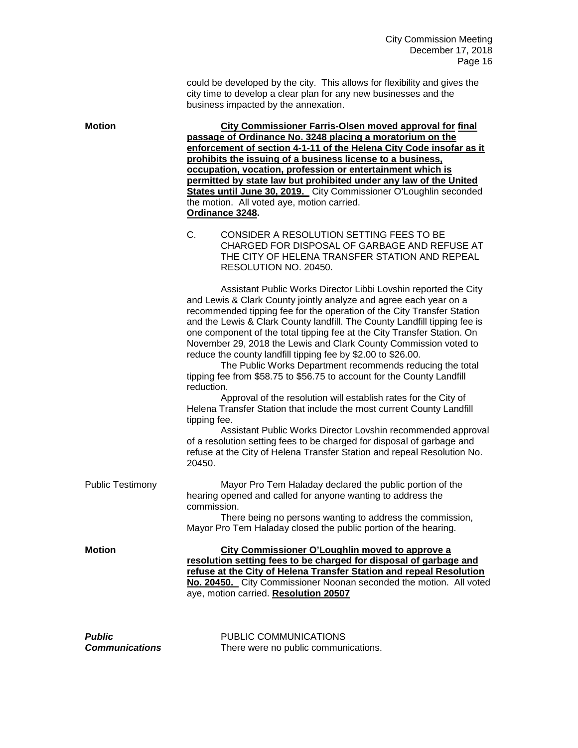could be developed by the city. This allows for flexibility and gives the city time to develop a clear plan for any new businesses and the business impacted by the annexation.

**Motion**

**City Commissioner Farris-Olsen moved approval for final passage of Ordinance No. 3248 placing a moratorium on the enforcement of section 4-1-11 of the Helena City Code insofar as it prohibits the issuing of a business license to a business, occupation, vocation, profession or entertainment which is permitted by state law but prohibited under any law of the United States until June 30, 2019.** City Commissioner O'Loughlin seconded the motion. All voted aye, motion carried. **Ordinance 3248.**

C. CONSIDER A RESOLUTION SETTING FEES TO BE CHARGED FOR DISPOSAL OF GARBAGE AND REFUSE AT THE CITY OF HELENA TRANSFER STATION AND REPEAL RESOLUTION NO. 20450.

Assistant Public Works Director Libbi Lovshin reported the City and Lewis & Clark County jointly analyze and agree each year on a recommended tipping fee for the operation of the City Transfer Station and the Lewis & Clark County landfill. The County Landfill tipping fee is one component of the total tipping fee at the City Transfer Station. On November 29, 2018 the Lewis and Clark County Commission voted to reduce the county landfill tipping fee by $2.00 to $26.00.

The Public Works Department recommends reducing the total tipping fee from $58.75 to $56.75 to account for the County Landfill reduction.

Approval of the resolution will establish rates for the City of Helena Transfer Station that include the most current County Landfill tipping fee.

Assistant Public Works Director Lovshin recommended approval of a resolution setting fees to be charged for disposal of garbage and refuse at the City of Helena Transfer Station and repeal Resolution No. 20450.

Public Testimony

Mayor Pro Tem Haladay declared the public portion of the hearing opened and called for anyone wanting to address the commission.

There being no persons wanting to address the commission, Mayor Pro Tem Haladay closed the public portion of the hearing.

**Motion**

**City Commissioner O'Loughlin moved to approve a resolution setting fees to be charged for disposal of garbage and refuse at the City of Helena Transfer Station and repeal Resolution No. 20450.** City Commissioner Noonan seconded the motion. All voted aye, motion carried. **Resolution 20507**

***Public Communications***

PUBLIC COMMUNICATIONS

There were no public communications.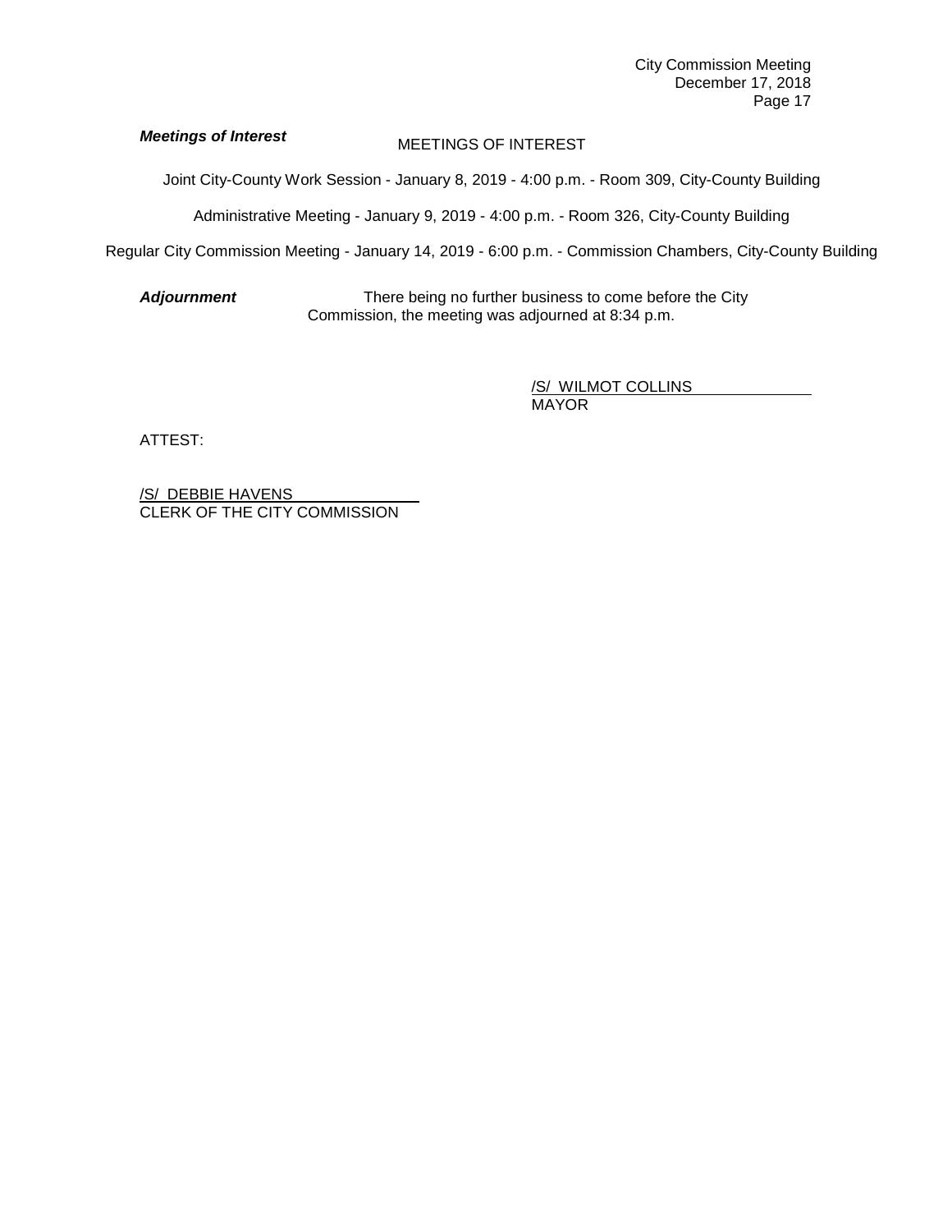***Meetings of Interest***

MEETINGS OF INTEREST

Joint City-County Work Session - January 8, 2019 - 4:00 p.m. - Room 309, City-County Building

Administrative Meeting - January 9, 2019 - 4:00 p.m. - Room 326, City-County Building

Regular City Commission Meeting - January 14, 2019 - 6:00 p.m. - Commission Chambers, City-County Building

***Adjournment*** There being no further business to come before the City Commission, the meeting was adjourned at 8:34 p.m.

/S/ WILMOT COLLINS
MAYOR

ATTEST:

/S/ DEBBIE HAVENS
CLERK OF THE CITY COMMISSION